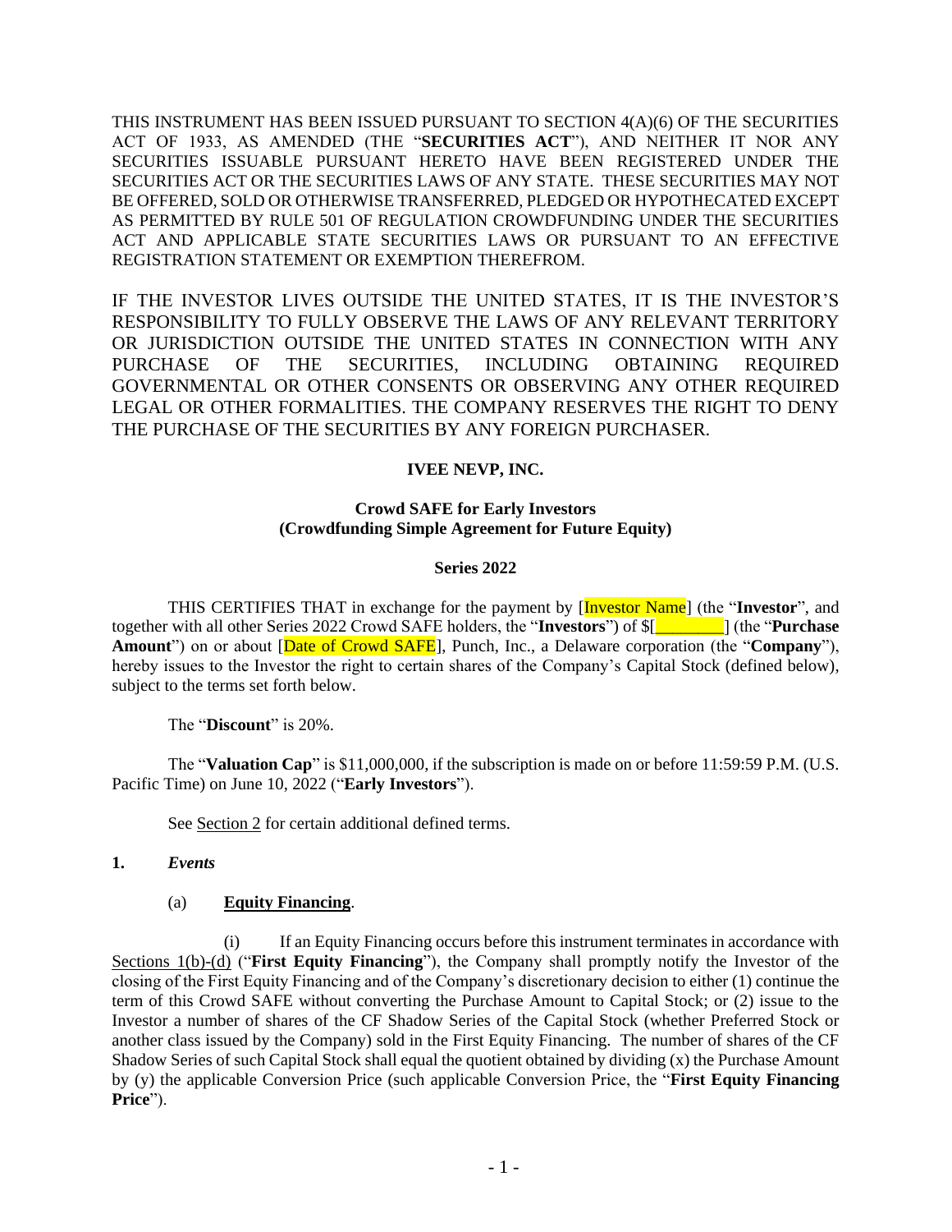THIS INSTRUMENT HAS BEEN ISSUED PURSUANT TO SECTION 4(A)(6) OF THE SECURITIES ACT OF 1933, AS AMENDED (THE "**SECURITIES ACT**"), AND NEITHER IT NOR ANY SECURITIES ISSUABLE PURSUANT HERETO HAVE BEEN REGISTERED UNDER THE SECURITIES ACT OR THE SECURITIES LAWS OF ANY STATE. THESE SECURITIES MAY NOT BE OFFERED, SOLD OR OTHERWISE TRANSFERRED, PLEDGED OR HYPOTHECATED EXCEPT AS PERMITTED BY RULE 501 OF REGULATION CROWDFUNDING UNDER THE SECURITIES ACT AND APPLICABLE STATE SECURITIES LAWS OR PURSUANT TO AN EFFECTIVE REGISTRATION STATEMENT OR EXEMPTION THEREFROM.

IF THE INVESTOR LIVES OUTSIDE THE UNITED STATES, IT IS THE INVESTOR'S RESPONSIBILITY TO FULLY OBSERVE THE LAWS OF ANY RELEVANT TERRITORY OR JURISDICTION OUTSIDE THE UNITED STATES IN CONNECTION WITH ANY PURCHASE OF THE SECURITIES, INCLUDING OBTAINING REQUIRED GOVERNMENTAL OR OTHER CONSENTS OR OBSERVING ANY OTHER REQUIRED LEGAL OR OTHER FORMALITIES. THE COMPANY RESERVES THE RIGHT TO DENY THE PURCHASE OF THE SECURITIES BY ANY FOREIGN PURCHASER.

**IVEE NEVP, INC.**

**Crowd SAFE for Early Investors**
**(Crowdfunding Simple Agreement for Future Equity)**

**Series 2022**

THIS CERTIFIES THAT in exchange for the payment by [Investor Name] (the "**Investor**", and together with all other Series 2022 Crowd SAFE holders, the "**Investors**") of $[________] (the "**Purchase Amount**") on or about [Date of Crowd SAFE], Punch, Inc., a Delaware corporation (the "**Company**"), hereby issues to the Investor the right to certain shares of the Company's Capital Stock (defined below), subject to the terms set forth below.

The "**Discount**" is 20%.

The "**Valuation Cap**" is $11,000,000, if the subscription is made on or before 11:59:59 P.M. (U.S. Pacific Time) on June 10, 2022 ("**Early Investors**").

See Section 2 for certain additional defined terms.

**1.** ***Events***

(a) **Equity Financing**.

(i) If an Equity Financing occurs before this instrument terminates in accordance with Sections 1(b)-(d) ("**First Equity Financing**"), the Company shall promptly notify the Investor of the closing of the First Equity Financing and of the Company's discretionary decision to either (1) continue the term of this Crowd SAFE without converting the Purchase Amount to Capital Stock; or (2) issue to the Investor a number of shares of the CF Shadow Series of the Capital Stock (whether Preferred Stock or another class issued by the Company) sold in the First Equity Financing. The number of shares of the CF Shadow Series of such Capital Stock shall equal the quotient obtained by dividing (x) the Purchase Amount by (y) the applicable Conversion Price (such applicable Conversion Price, the "**First Equity Financing Price**").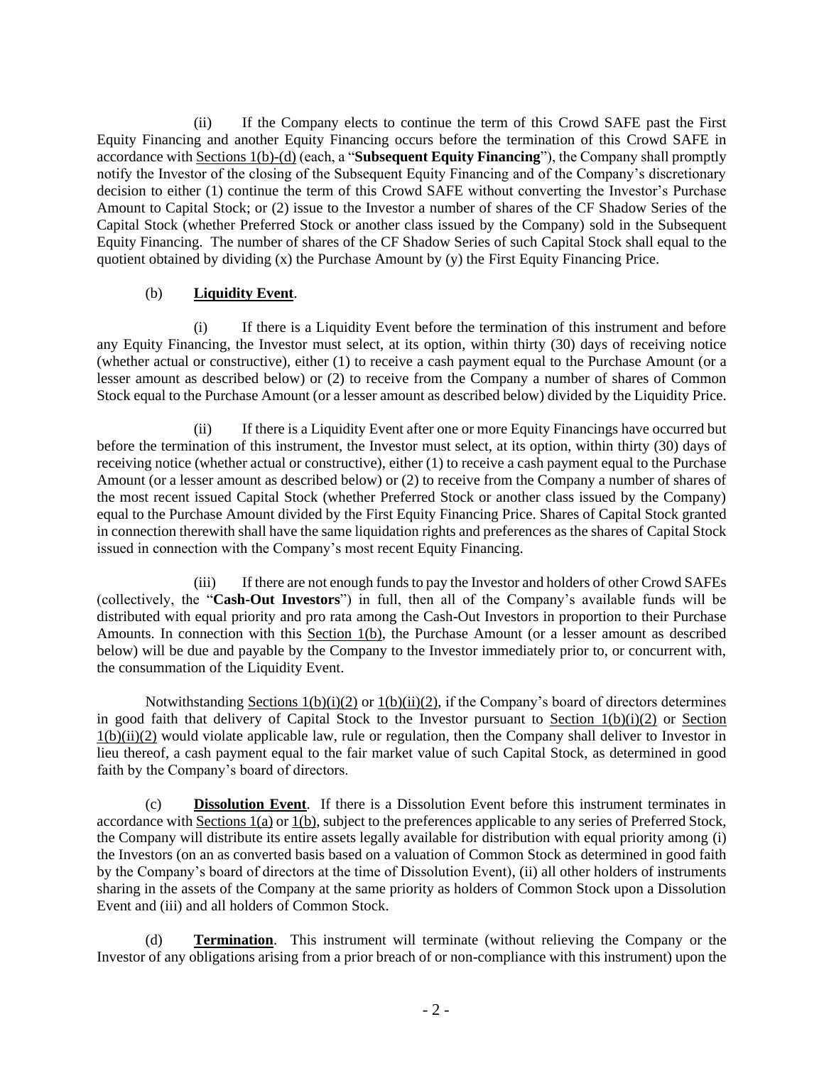(ii) If the Company elects to continue the term of this Crowd SAFE past the First Equity Financing and another Equity Financing occurs before the termination of this Crowd SAFE in accordance with Sections 1(b)-(d) (each, a "**Subsequent Equity Financing**"), the Company shall promptly notify the Investor of the closing of the Subsequent Equity Financing and of the Company's discretionary decision to either (1) continue the term of this Crowd SAFE without converting the Investor's Purchase Amount to Capital Stock; or (2) issue to the Investor a number of shares of the CF Shadow Series of the Capital Stock (whether Preferred Stock or another class issued by the Company) sold in the Subsequent Equity Financing. The number of shares of the CF Shadow Series of such Capital Stock shall equal to the quotient obtained by dividing (x) the Purchase Amount by (y) the First Equity Financing Price.

(b) **Liquidity Event**.

(i) If there is a Liquidity Event before the termination of this instrument and before any Equity Financing, the Investor must select, at its option, within thirty (30) days of receiving notice (whether actual or constructive), either (1) to receive a cash payment equal to the Purchase Amount (or a lesser amount as described below) or (2) to receive from the Company a number of shares of Common Stock equal to the Purchase Amount (or a lesser amount as described below) divided by the Liquidity Price.

(ii) If there is a Liquidity Event after one or more Equity Financings have occurred but before the termination of this instrument, the Investor must select, at its option, within thirty (30) days of receiving notice (whether actual or constructive), either (1) to receive a cash payment equal to the Purchase Amount (or a lesser amount as described below) or (2) to receive from the Company a number of shares of the most recent issued Capital Stock (whether Preferred Stock or another class issued by the Company) equal to the Purchase Amount divided by the First Equity Financing Price. Shares of Capital Stock granted in connection therewith shall have the same liquidation rights and preferences as the shares of Capital Stock issued in connection with the Company's most recent Equity Financing.

(iii) If there are not enough funds to pay the Investor and holders of other Crowd SAFEs (collectively, the "**Cash-Out Investors**") in full, then all of the Company's available funds will be distributed with equal priority and pro rata among the Cash-Out Investors in proportion to their Purchase Amounts. In connection with this Section 1(b), the Purchase Amount (or a lesser amount as described below) will be due and payable by the Company to the Investor immediately prior to, or concurrent with, the consummation of the Liquidity Event.

Notwithstanding Sections 1(b)(i)(2) or 1(b)(ii)(2), if the Company's board of directors determines in good faith that delivery of Capital Stock to the Investor pursuant to Section 1(b)(i)(2) or Section 1(b)(ii)(2) would violate applicable law, rule or regulation, then the Company shall deliver to Investor in lieu thereof, a cash payment equal to the fair market value of such Capital Stock, as determined in good faith by the Company's board of directors.

(c) **Dissolution Event**. If there is a Dissolution Event before this instrument terminates in accordance with Sections 1(a) or 1(b), subject to the preferences applicable to any series of Preferred Stock, the Company will distribute its entire assets legally available for distribution with equal priority among (i) the Investors (on an as converted basis based on a valuation of Common Stock as determined in good faith by the Company's board of directors at the time of Dissolution Event), (ii) all other holders of instruments sharing in the assets of the Company at the same priority as holders of Common Stock upon a Dissolution Event and (iii) and all holders of Common Stock.

(d) **Termination**. This instrument will terminate (without relieving the Company or the Investor of any obligations arising from a prior breach of or non-compliance with this instrument) upon the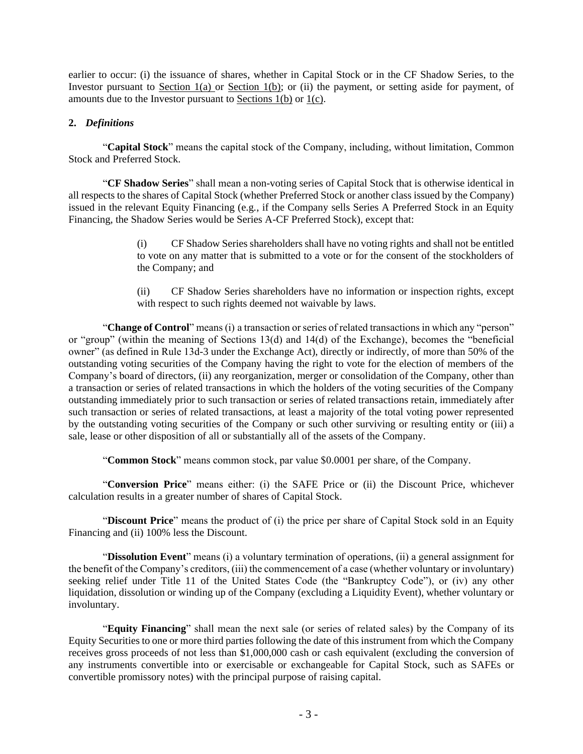earlier to occur: (i) the issuance of shares, whether in Capital Stock or in the CF Shadow Series, to the Investor pursuant to Section 1(a) or Section 1(b); or (ii) the payment, or setting aside for payment, of amounts due to the Investor pursuant to Sections 1(b) or 1(c).

**2.** ***Definitions***

"**Capital Stock**" means the capital stock of the Company, including, without limitation, Common Stock and Preferred Stock.

"**CF Shadow Series**" shall mean a non-voting series of Capital Stock that is otherwise identical in all respects to the shares of Capital Stock (whether Preferred Stock or another class issued by the Company) issued in the relevant Equity Financing (e.g., if the Company sells Series A Preferred Stock in an Equity Financing, the Shadow Series would be Series A-CF Preferred Stock), except that:

> (i) CF Shadow Series shareholders shall have no voting rights and shall not be entitled to vote on any matter that is submitted to a vote or for the consent of the stockholders of the Company; and
>
> (ii) CF Shadow Series shareholders have no information or inspection rights, except with respect to such rights deemed not waivable by laws.

"**Change of Control**" means (i) a transaction or series of related transactions in which any "person" or "group" (within the meaning of Sections 13(d) and 14(d) of the Exchange), becomes the "beneficial owner" (as defined in Rule 13d-3 under the Exchange Act), directly or indirectly, of more than 50% of the outstanding voting securities of the Company having the right to vote for the election of members of the Company's board of directors, (ii) any reorganization, merger or consolidation of the Company, other than a transaction or series of related transactions in which the holders of the voting securities of the Company outstanding immediately prior to such transaction or series of related transactions retain, immediately after such transaction or series of related transactions, at least a majority of the total voting power represented by the outstanding voting securities of the Company or such other surviving or resulting entity or (iii) a sale, lease or other disposition of all or substantially all of the assets of the Company.

"**Common Stock**" means common stock, par value $0.0001 per share, of the Company.

"**Conversion Price**" means either: (i) the SAFE Price or (ii) the Discount Price, whichever calculation results in a greater number of shares of Capital Stock.

"**Discount Price**" means the product of (i) the price per share of Capital Stock sold in an Equity Financing and (ii) 100% less the Discount.

"**Dissolution Event**" means (i) a voluntary termination of operations, (ii) a general assignment for the benefit of the Company's creditors, (iii) the commencement of a case (whether voluntary or involuntary) seeking relief under Title 11 of the United States Code (the "Bankruptcy Code"), or (iv) any other liquidation, dissolution or winding up of the Company (excluding a Liquidity Event), whether voluntary or involuntary.

"**Equity Financing**" shall mean the next sale (or series of related sales) by the Company of its Equity Securities to one or more third parties following the date of this instrument from which the Company receives gross proceeds of not less than $1,000,000 cash or cash equivalent (excluding the conversion of any instruments convertible into or exercisable or exchangeable for Capital Stock, such as SAFEs or convertible promissory notes) with the principal purpose of raising capital.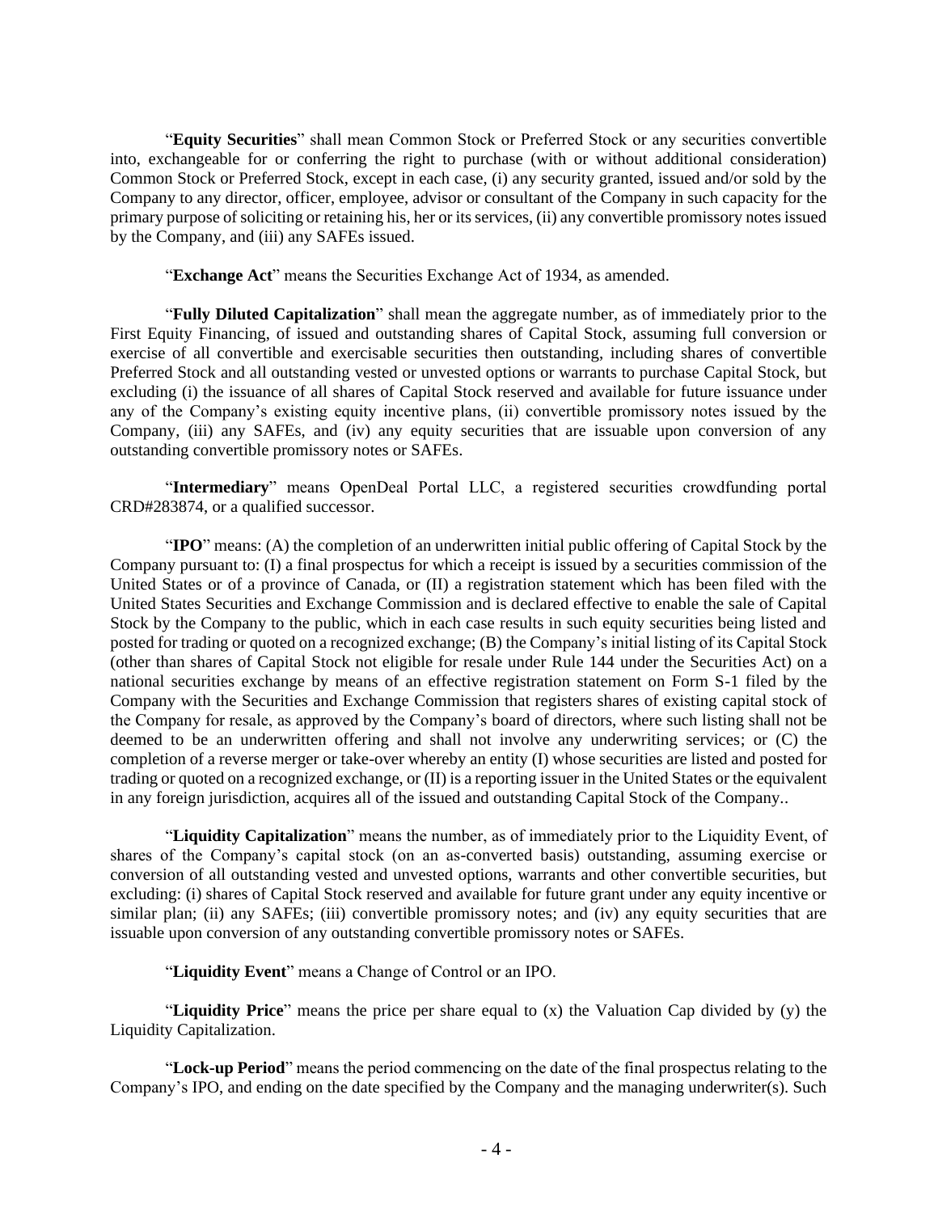"**Equity Securities**" shall mean Common Stock or Preferred Stock or any securities convertible into, exchangeable for or conferring the right to purchase (with or without additional consideration) Common Stock or Preferred Stock, except in each case, (i) any security granted, issued and/or sold by the Company to any director, officer, employee, advisor or consultant of the Company in such capacity for the primary purpose of soliciting or retaining his, her or its services, (ii) any convertible promissory notes issued by the Company, and (iii) any SAFEs issued.

"**Exchange Act**" means the Securities Exchange Act of 1934, as amended.

"**Fully Diluted Capitalization**" shall mean the aggregate number, as of immediately prior to the First Equity Financing, of issued and outstanding shares of Capital Stock, assuming full conversion or exercise of all convertible and exercisable securities then outstanding, including shares of convertible Preferred Stock and all outstanding vested or unvested options or warrants to purchase Capital Stock, but excluding (i) the issuance of all shares of Capital Stock reserved and available for future issuance under any of the Company's existing equity incentive plans, (ii) convertible promissory notes issued by the Company, (iii) any SAFEs, and (iv) any equity securities that are issuable upon conversion of any outstanding convertible promissory notes or SAFEs.

"**Intermediary**" means OpenDeal Portal LLC, a registered securities crowdfunding portal CRD#283874, or a qualified successor.

"**IPO**" means: (A) the completion of an underwritten initial public offering of Capital Stock by the Company pursuant to: (I) a final prospectus for which a receipt is issued by a securities commission of the United States or of a province of Canada, or (II) a registration statement which has been filed with the United States Securities and Exchange Commission and is declared effective to enable the sale of Capital Stock by the Company to the public, which in each case results in such equity securities being listed and posted for trading or quoted on a recognized exchange; (B) the Company's initial listing of its Capital Stock (other than shares of Capital Stock not eligible for resale under Rule 144 under the Securities Act) on a national securities exchange by means of an effective registration statement on Form S-1 filed by the Company with the Securities and Exchange Commission that registers shares of existing capital stock of the Company for resale, as approved by the Company's board of directors, where such listing shall not be deemed to be an underwritten offering and shall not involve any underwriting services; or (C) the completion of a reverse merger or take-over whereby an entity (I) whose securities are listed and posted for trading or quoted on a recognized exchange, or (II) is a reporting issuer in the United States or the equivalent in any foreign jurisdiction, acquires all of the issued and outstanding Capital Stock of the Company..

"**Liquidity Capitalization**" means the number, as of immediately prior to the Liquidity Event, of shares of the Company's capital stock (on an as-converted basis) outstanding, assuming exercise or conversion of all outstanding vested and unvested options, warrants and other convertible securities, but excluding: (i) shares of Capital Stock reserved and available for future grant under any equity incentive or similar plan; (ii) any SAFEs; (iii) convertible promissory notes; and (iv) any equity securities that are issuable upon conversion of any outstanding convertible promissory notes or SAFEs.

"**Liquidity Event**" means a Change of Control or an IPO.

"**Liquidity Price**" means the price per share equal to (x) the Valuation Cap divided by (y) the Liquidity Capitalization.

"**Lock-up Period**" means the period commencing on the date of the final prospectus relating to the Company's IPO, and ending on the date specified by the Company and the managing underwriter(s). Such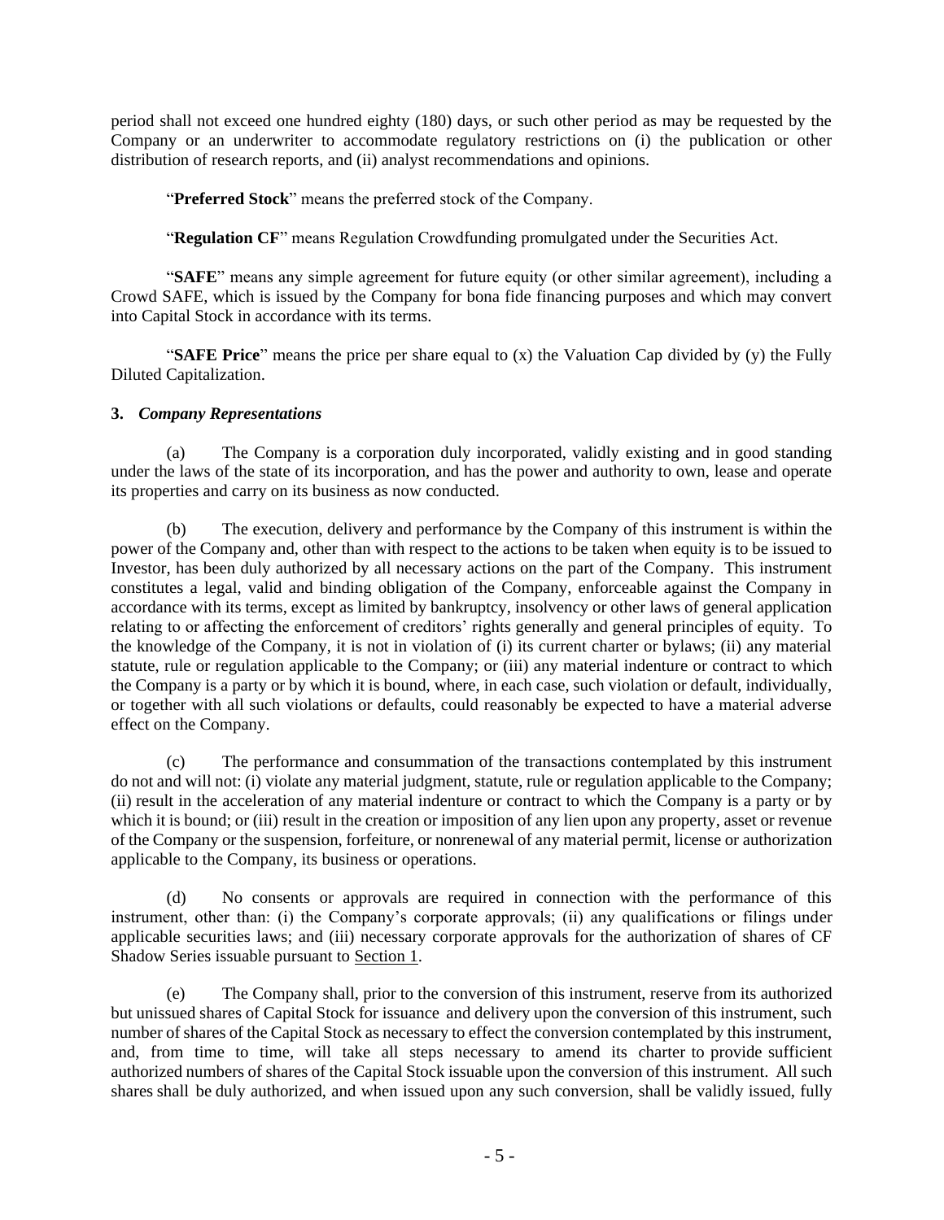period shall not exceed one hundred eighty (180) days, or such other period as may be requested by the Company or an underwriter to accommodate regulatory restrictions on (i) the publication or other distribution of research reports, and (ii) analyst recommendations and opinions.

"**Preferred Stock**" means the preferred stock of the Company.

"**Regulation CF**" means Regulation Crowdfunding promulgated under the Securities Act.

"**SAFE**" means any simple agreement for future equity (or other similar agreement), including a Crowd SAFE, which is issued by the Company for bona fide financing purposes and which may convert into Capital Stock in accordance with its terms.

"**SAFE Price**" means the price per share equal to (x) the Valuation Cap divided by (y) the Fully Diluted Capitalization.

**3.** ***Company Representations***

(a) The Company is a corporation duly incorporated, validly existing and in good standing under the laws of the state of its incorporation, and has the power and authority to own, lease and operate its properties and carry on its business as now conducted.

(b) The execution, delivery and performance by the Company of this instrument is within the power of the Company and, other than with respect to the actions to be taken when equity is to be issued to Investor, has been duly authorized by all necessary actions on the part of the Company. This instrument constitutes a legal, valid and binding obligation of the Company, enforceable against the Company in accordance with its terms, except as limited by bankruptcy, insolvency or other laws of general application relating to or affecting the enforcement of creditors' rights generally and general principles of equity. To the knowledge of the Company, it is not in violation of (i) its current charter or bylaws; (ii) any material statute, rule or regulation applicable to the Company; or (iii) any material indenture or contract to which the Company is a party or by which it is bound, where, in each case, such violation or default, individually, or together with all such violations or defaults, could reasonably be expected to have a material adverse effect on the Company.

(c) The performance and consummation of the transactions contemplated by this instrument do not and will not: (i) violate any material judgment, statute, rule or regulation applicable to the Company; (ii) result in the acceleration of any material indenture or contract to which the Company is a party or by which it is bound; or (iii) result in the creation or imposition of any lien upon any property, asset or revenue of the Company or the suspension, forfeiture, or nonrenewal of any material permit, license or authorization applicable to the Company, its business or operations.

(d) No consents or approvals are required in connection with the performance of this instrument, other than: (i) the Company's corporate approvals; (ii) any qualifications or filings under applicable securities laws; and (iii) necessary corporate approvals for the authorization of shares of CF Shadow Series issuable pursuant to Section 1.

(e) The Company shall, prior to the conversion of this instrument, reserve from its authorized but unissued shares of Capital Stock for issuance and delivery upon the conversion of this instrument, such number of shares of the Capital Stock as necessary to effect the conversion contemplated by this instrument, and, from time to time, will take all steps necessary to amend its charter to provide sufficient authorized numbers of shares of the Capital Stock issuable upon the conversion of this instrument. All such shares shall be duly authorized, and when issued upon any such conversion, shall be validly issued, fully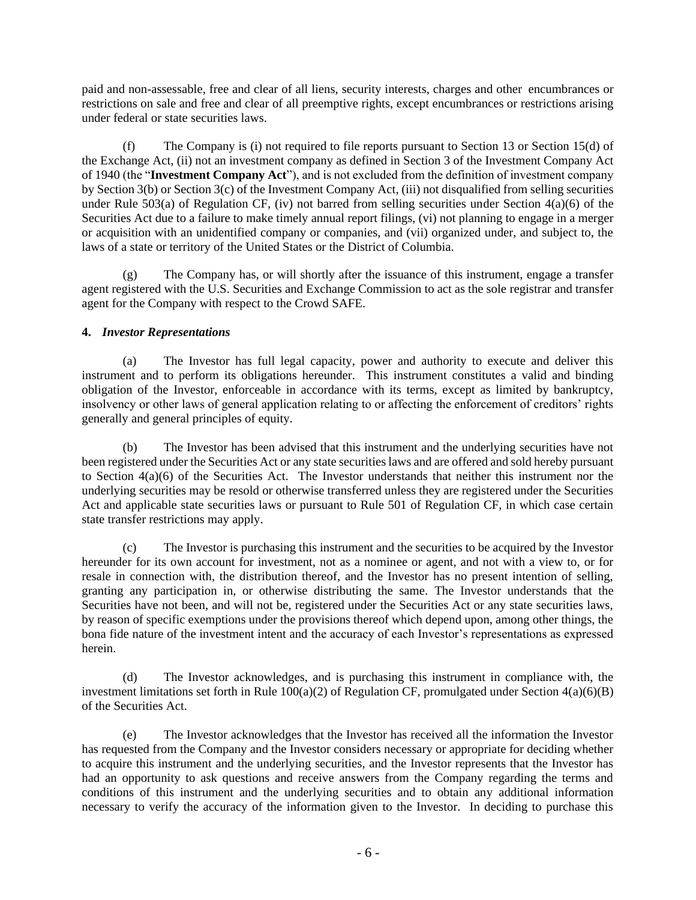paid and non-assessable, free and clear of all liens, security interests, charges and other encumbrances or restrictions on sale and free and clear of all preemptive rights, except encumbrances or restrictions arising under federal or state securities laws.

(f) The Company is (i) not required to file reports pursuant to Section 13 or Section 15(d) of the Exchange Act, (ii) not an investment company as defined in Section 3 of the Investment Company Act of 1940 (the "**Investment Company Act**"), and is not excluded from the definition of investment company by Section 3(b) or Section 3(c) of the Investment Company Act, (iii) not disqualified from selling securities under Rule 503(a) of Regulation CF, (iv) not barred from selling securities under Section 4(a)(6) of the Securities Act due to a failure to make timely annual report filings, (vi) not planning to engage in a merger or acquisition with an unidentified company or companies, and (vii) organized under, and subject to, the laws of a state or territory of the United States or the District of Columbia.

(g) The Company has, or will shortly after the issuance of this instrument, engage a transfer agent registered with the U.S. Securities and Exchange Commission to act as the sole registrar and transfer agent for the Company with respect to the Crowd SAFE.

**4.** ***Investor Representations***

(a) The Investor has full legal capacity, power and authority to execute and deliver this instrument and to perform its obligations hereunder. This instrument constitutes a valid and binding obligation of the Investor, enforceable in accordance with its terms, except as limited by bankruptcy, insolvency or other laws of general application relating to or affecting the enforcement of creditors' rights generally and general principles of equity.

(b) The Investor has been advised that this instrument and the underlying securities have not been registered under the Securities Act or any state securities laws and are offered and sold hereby pursuant to Section 4(a)(6) of the Securities Act. The Investor understands that neither this instrument nor the underlying securities may be resold or otherwise transferred unless they are registered under the Securities Act and applicable state securities laws or pursuant to Rule 501 of Regulation CF, in which case certain state transfer restrictions may apply.

(c) The Investor is purchasing this instrument and the securities to be acquired by the Investor hereunder for its own account for investment, not as a nominee or agent, and not with a view to, or for resale in connection with, the distribution thereof, and the Investor has no present intention of selling, granting any participation in, or otherwise distributing the same. The Investor understands that the Securities have not been, and will not be, registered under the Securities Act or any state securities laws, by reason of specific exemptions under the provisions thereof which depend upon, among other things, the bona fide nature of the investment intent and the accuracy of each Investor's representations as expressed herein.

(d) The Investor acknowledges, and is purchasing this instrument in compliance with, the investment limitations set forth in Rule 100(a)(2) of Regulation CF, promulgated under Section 4(a)(6)(B) of the Securities Act.

(e) The Investor acknowledges that the Investor has received all the information the Investor has requested from the Company and the Investor considers necessary or appropriate for deciding whether to acquire this instrument and the underlying securities, and the Investor represents that the Investor has had an opportunity to ask questions and receive answers from the Company regarding the terms and conditions of this instrument and the underlying securities and to obtain any additional information necessary to verify the accuracy of the information given to the Investor. In deciding to purchase this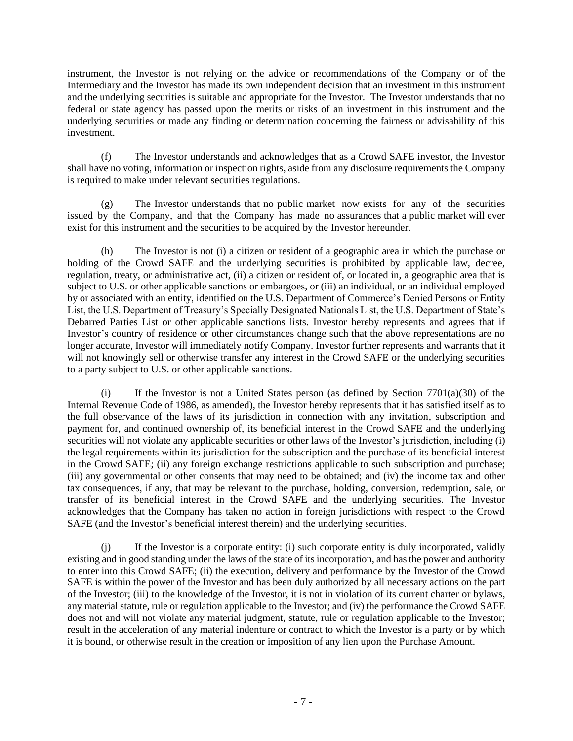instrument, the Investor is not relying on the advice or recommendations of the Company or of the Intermediary and the Investor has made its own independent decision that an investment in this instrument and the underlying securities is suitable and appropriate for the Investor. The Investor understands that no federal or state agency has passed upon the merits or risks of an investment in this instrument and the underlying securities or made any finding or determination concerning the fairness or advisability of this investment.

(f) The Investor understands and acknowledges that as a Crowd SAFE investor, the Investor shall have no voting, information or inspection rights, aside from any disclosure requirements the Company is required to make under relevant securities regulations.

(g) The Investor understands that no public market now exists for any of the securities issued by the Company, and that the Company has made no assurances that a public market will ever exist for this instrument and the securities to be acquired by the Investor hereunder.

(h) The Investor is not (i) a citizen or resident of a geographic area in which the purchase or holding of the Crowd SAFE and the underlying securities is prohibited by applicable law, decree, regulation, treaty, or administrative act, (ii) a citizen or resident of, or located in, a geographic area that is subject to U.S. or other applicable sanctions or embargoes, or (iii) an individual, or an individual employed by or associated with an entity, identified on the U.S. Department of Commerce's Denied Persons or Entity List, the U.S. Department of Treasury's Specially Designated Nationals List, the U.S. Department of State's Debarred Parties List or other applicable sanctions lists. Investor hereby represents and agrees that if Investor's country of residence or other circumstances change such that the above representations are no longer accurate, Investor will immediately notify Company. Investor further represents and warrants that it will not knowingly sell or otherwise transfer any interest in the Crowd SAFE or the underlying securities to a party subject to U.S. or other applicable sanctions.

(i) If the Investor is not a United States person (as defined by Section 7701(a)(30) of the Internal Revenue Code of 1986, as amended), the Investor hereby represents that it has satisfied itself as to the full observance of the laws of its jurisdiction in connection with any invitation, subscription and payment for, and continued ownership of, its beneficial interest in the Crowd SAFE and the underlying securities will not violate any applicable securities or other laws of the Investor's jurisdiction, including (i) the legal requirements within its jurisdiction for the subscription and the purchase of its beneficial interest in the Crowd SAFE; (ii) any foreign exchange restrictions applicable to such subscription and purchase; (iii) any governmental or other consents that may need to be obtained; and (iv) the income tax and other tax consequences, if any, that may be relevant to the purchase, holding, conversion, redemption, sale, or transfer of its beneficial interest in the Crowd SAFE and the underlying securities. The Investor acknowledges that the Company has taken no action in foreign jurisdictions with respect to the Crowd SAFE (and the Investor's beneficial interest therein) and the underlying securities.

(j) If the Investor is a corporate entity: (i) such corporate entity is duly incorporated, validly existing and in good standing under the laws of the state of its incorporation, and has the power and authority to enter into this Crowd SAFE; (ii) the execution, delivery and performance by the Investor of the Crowd SAFE is within the power of the Investor and has been duly authorized by all necessary actions on the part of the Investor; (iii) to the knowledge of the Investor, it is not in violation of its current charter or bylaws, any material statute, rule or regulation applicable to the Investor; and (iv) the performance the Crowd SAFE does not and will not violate any material judgment, statute, rule or regulation applicable to the Investor; result in the acceleration of any material indenture or contract to which the Investor is a party or by which it is bound, or otherwise result in the creation or imposition of any lien upon the Purchase Amount.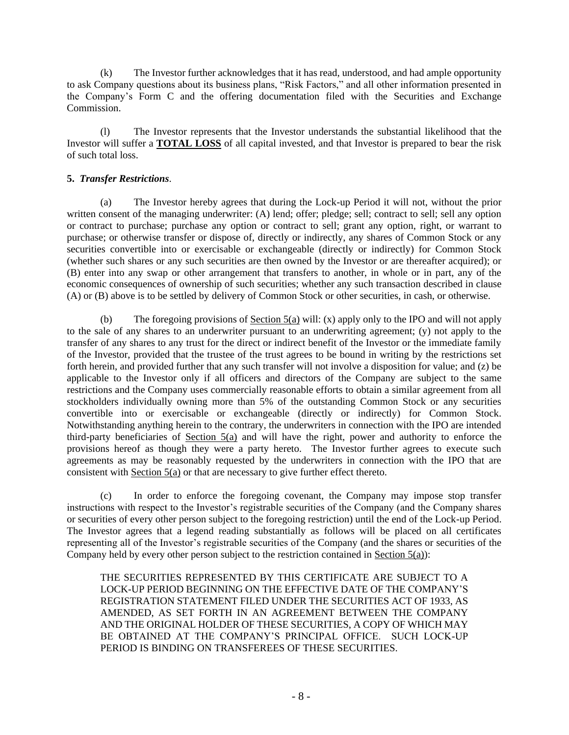(k) The Investor further acknowledges that it has read, understood, and had ample opportunity to ask Company questions about its business plans, "Risk Factors," and all other information presented in the Company's Form C and the offering documentation filed with the Securities and Exchange Commission.

(l) The Investor represents that the Investor understands the substantial likelihood that the Investor will suffer a **TOTAL LOSS** of all capital invested, and that Investor is prepared to bear the risk of such total loss.

**5. *Transfer Restrictions*.**

(a) The Investor hereby agrees that during the Lock-up Period it will not, without the prior written consent of the managing underwriter: (A) lend; offer; pledge; sell; contract to sell; sell any option or contract to purchase; purchase any option or contract to sell; grant any option, right, or warrant to purchase; or otherwise transfer or dispose of, directly or indirectly, any shares of Common Stock or any securities convertible into or exercisable or exchangeable (directly or indirectly) for Common Stock (whether such shares or any such securities are then owned by the Investor or are thereafter acquired); or (B) enter into any swap or other arrangement that transfers to another, in whole or in part, any of the economic consequences of ownership of such securities; whether any such transaction described in clause (A) or (B) above is to be settled by delivery of Common Stock or other securities, in cash, or otherwise.

(b) The foregoing provisions of Section 5(a) will: (x) apply only to the IPO and will not apply to the sale of any shares to an underwriter pursuant to an underwriting agreement; (y) not apply to the transfer of any shares to any trust for the direct or indirect benefit of the Investor or the immediate family of the Investor, provided that the trustee of the trust agrees to be bound in writing by the restrictions set forth herein, and provided further that any such transfer will not involve a disposition for value; and (z) be applicable to the Investor only if all officers and directors of the Company are subject to the same restrictions and the Company uses commercially reasonable efforts to obtain a similar agreement from all stockholders individually owning more than 5% of the outstanding Common Stock or any securities convertible into or exercisable or exchangeable (directly or indirectly) for Common Stock. Notwithstanding anything herein to the contrary, the underwriters in connection with the IPO are intended third-party beneficiaries of Section 5(a) and will have the right, power and authority to enforce the provisions hereof as though they were a party hereto. The Investor further agrees to execute such agreements as may be reasonably requested by the underwriters in connection with the IPO that are consistent with Section 5(a) or that are necessary to give further effect thereto.

(c) In order to enforce the foregoing covenant, the Company may impose stop transfer instructions with respect to the Investor's registrable securities of the Company (and the Company shares or securities of every other person subject to the foregoing restriction) until the end of the Lock-up Period. The Investor agrees that a legend reading substantially as follows will be placed on all certificates representing all of the Investor's registrable securities of the Company (and the shares or securities of the Company held by every other person subject to the restriction contained in Section 5(a)):

> THE SECURITIES REPRESENTED BY THIS CERTIFICATE ARE SUBJECT TO A LOCK-UP PERIOD BEGINNING ON THE EFFECTIVE DATE OF THE COMPANY'S REGISTRATION STATEMENT FILED UNDER THE SECURITIES ACT OF 1933, AS AMENDED, AS SET FORTH IN AN AGREEMENT BETWEEN THE COMPANY AND THE ORIGINAL HOLDER OF THESE SECURITIES, A COPY OF WHICH MAY BE OBTAINED AT THE COMPANY'S PRINCIPAL OFFICE. SUCH LOCK-UP PERIOD IS BINDING ON TRANSFEREES OF THESE SECURITIES.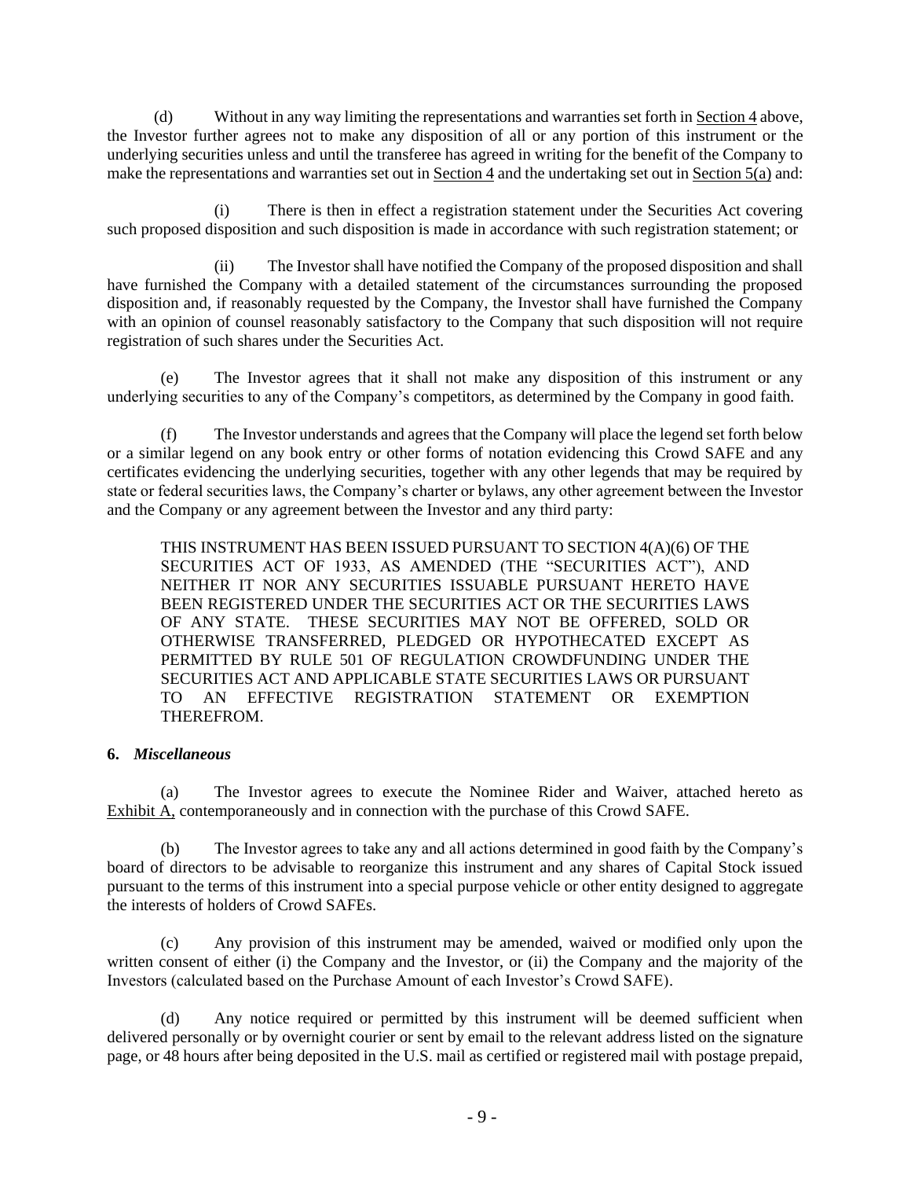(d) Without in any way limiting the representations and warranties set forth in Section 4 above, the Investor further agrees not to make any disposition of all or any portion of this instrument or the underlying securities unless and until the transferee has agreed in writing for the benefit of the Company to make the representations and warranties set out in Section 4 and the undertaking set out in Section 5(a) and:

(i) There is then in effect a registration statement under the Securities Act covering such proposed disposition and such disposition is made in accordance with such registration statement; or

(ii) The Investor shall have notified the Company of the proposed disposition and shall have furnished the Company with a detailed statement of the circumstances surrounding the proposed disposition and, if reasonably requested by the Company, the Investor shall have furnished the Company with an opinion of counsel reasonably satisfactory to the Company that such disposition will not require registration of such shares under the Securities Act.

(e) The Investor agrees that it shall not make any disposition of this instrument or any underlying securities to any of the Company's competitors, as determined by the Company in good faith.

(f) The Investor understands and agrees that the Company will place the legend set forth below or a similar legend on any book entry or other forms of notation evidencing this Crowd SAFE and any certificates evidencing the underlying securities, together with any other legends that may be required by state or federal securities laws, the Company's charter or bylaws, any other agreement between the Investor and the Company or any agreement between the Investor and any third party:

> THIS INSTRUMENT HAS BEEN ISSUED PURSUANT TO SECTION 4(A)(6) OF THE SECURITIES ACT OF 1933, AS AMENDED (THE "SECURITIES ACT"), AND NEITHER IT NOR ANY SECURITIES ISSUABLE PURSUANT HERETO HAVE BEEN REGISTERED UNDER THE SECURITIES ACT OR THE SECURITIES LAWS OF ANY STATE. THESE SECURITIES MAY NOT BE OFFERED, SOLD OR OTHERWISE TRANSFERRED, PLEDGED OR HYPOTHECATED EXCEPT AS PERMITTED BY RULE 501 OF REGULATION CROWDFUNDING UNDER THE SECURITIES ACT AND APPLICABLE STATE SECURITIES LAWS OR PURSUANT TO AN EFFECTIVE REGISTRATION STATEMENT OR EXEMPTION THEREFROM.

**6.** ***Miscellaneous***

(a) The Investor agrees to execute the Nominee Rider and Waiver, attached hereto as Exhibit A, contemporaneously and in connection with the purchase of this Crowd SAFE.

(b) The Investor agrees to take any and all actions determined in good faith by the Company's board of directors to be advisable to reorganize this instrument and any shares of Capital Stock issued pursuant to the terms of this instrument into a special purpose vehicle or other entity designed to aggregate the interests of holders of Crowd SAFEs.

(c) Any provision of this instrument may be amended, waived or modified only upon the written consent of either (i) the Company and the Investor, or (ii) the Company and the majority of the Investors (calculated based on the Purchase Amount of each Investor's Crowd SAFE).

(d) Any notice required or permitted by this instrument will be deemed sufficient when delivered personally or by overnight courier or sent by email to the relevant address listed on the signature page, or 48 hours after being deposited in the U.S. mail as certified or registered mail with postage prepaid,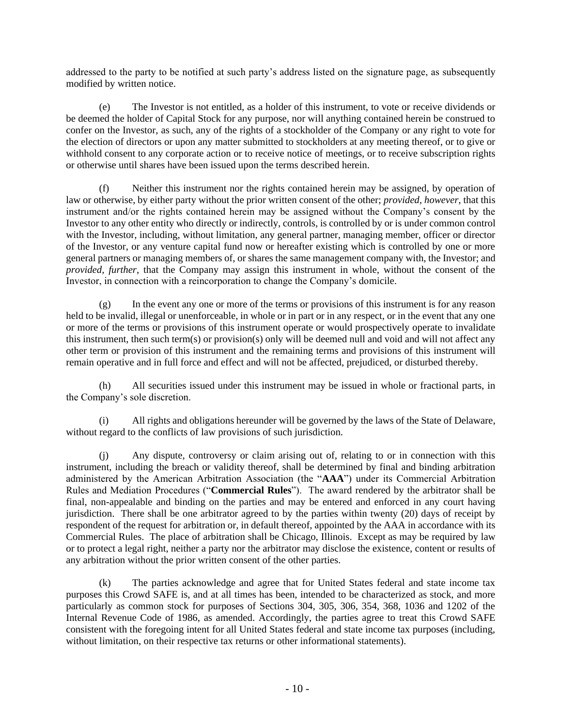addressed to the party to be notified at such party's address listed on the signature page, as subsequently modified by written notice.

(e) The Investor is not entitled, as a holder of this instrument, to vote or receive dividends or be deemed the holder of Capital Stock for any purpose, nor will anything contained herein be construed to confer on the Investor, as such, any of the rights of a stockholder of the Company or any right to vote for the election of directors or upon any matter submitted to stockholders at any meeting thereof, or to give or withhold consent to any corporate action or to receive notice of meetings, or to receive subscription rights or otherwise until shares have been issued upon the terms described herein.

(f) Neither this instrument nor the rights contained herein may be assigned, by operation of law or otherwise, by either party without the prior written consent of the other; *provided, however*, that this instrument and/or the rights contained herein may be assigned without the Company's consent by the Investor to any other entity who directly or indirectly, controls, is controlled by or is under common control with the Investor, including, without limitation, any general partner, managing member, officer or director of the Investor, or any venture capital fund now or hereafter existing which is controlled by one or more general partners or managing members of, or shares the same management company with, the Investor; and *provided, further*, that the Company may assign this instrument in whole, without the consent of the Investor, in connection with a reincorporation to change the Company's domicile.

(g) In the event any one or more of the terms or provisions of this instrument is for any reason held to be invalid, illegal or unenforceable, in whole or in part or in any respect, or in the event that any one or more of the terms or provisions of this instrument operate or would prospectively operate to invalidate this instrument, then such term(s) or provision(s) only will be deemed null and void and will not affect any other term or provision of this instrument and the remaining terms and provisions of this instrument will remain operative and in full force and effect and will not be affected, prejudiced, or disturbed thereby.

(h) All securities issued under this instrument may be issued in whole or fractional parts, in the Company's sole discretion.

(i) All rights and obligations hereunder will be governed by the laws of the State of Delaware, without regard to the conflicts of law provisions of such jurisdiction.

(j) Any dispute, controversy or claim arising out of, relating to or in connection with this instrument, including the breach or validity thereof, shall be determined by final and binding arbitration administered by the American Arbitration Association (the "**AAA**") under its Commercial Arbitration Rules and Mediation Procedures ("**Commercial Rules**"). The award rendered by the arbitrator shall be final, non-appealable and binding on the parties and may be entered and enforced in any court having jurisdiction. There shall be one arbitrator agreed to by the parties within twenty (20) days of receipt by respondent of the request for arbitration or, in default thereof, appointed by the AAA in accordance with its Commercial Rules. The place of arbitration shall be Chicago, Illinois. Except as may be required by law or to protect a legal right, neither a party nor the arbitrator may disclose the existence, content or results of any arbitration without the prior written consent of the other parties.

(k) The parties acknowledge and agree that for United States federal and state income tax purposes this Crowd SAFE is, and at all times has been, intended to be characterized as stock, and more particularly as common stock for purposes of Sections 304, 305, 306, 354, 368, 1036 and 1202 of the Internal Revenue Code of 1986, as amended. Accordingly, the parties agree to treat this Crowd SAFE consistent with the foregoing intent for all United States federal and state income tax purposes (including, without limitation, on their respective tax returns or other informational statements).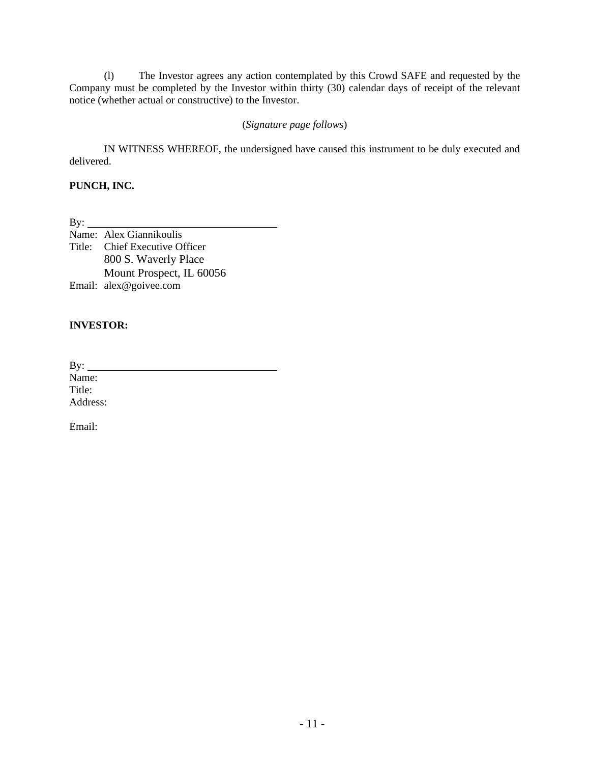(l) The Investor agrees any action contemplated by this Crowd SAFE and requested by the Company must be completed by the Investor within thirty (30) calendar days of receipt of the relevant notice (whether actual or constructive) to the Investor.

(*Signature page follows*)

IN WITNESS WHEREOF, the undersigned have caused this instrument to be duly executed and delivered.

**PUNCH, INC.**

By: ___________________________________
Name: Alex Giannikoulis
Title: Chief Executive Officer
800 S. Waverly Place
Mount Prospect, IL 60056
Email: alex@goivee.com

**INVESTOR:**

By: ___________________________________
Name:
Title:
Address:

Email: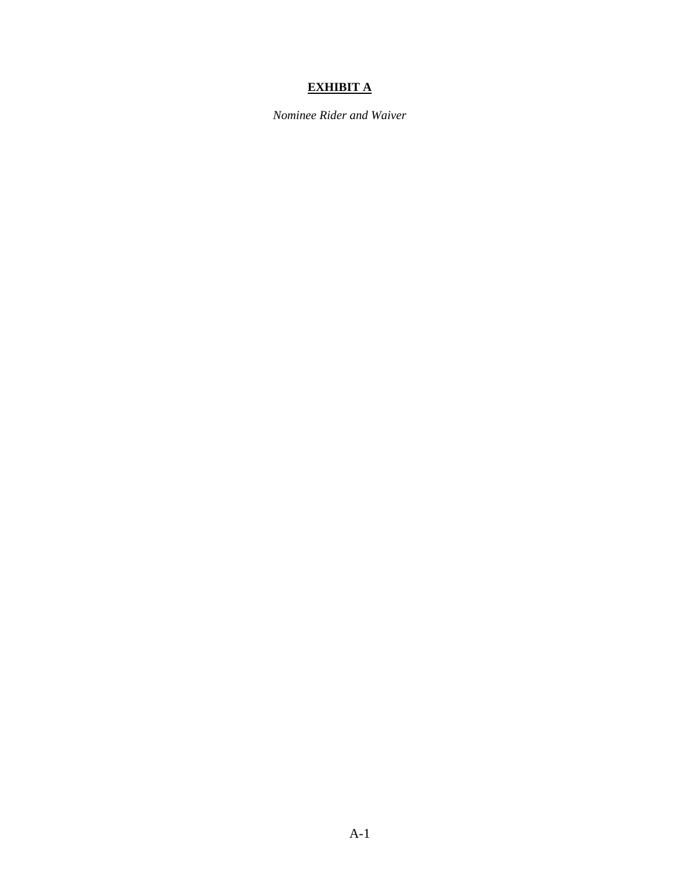# EXHIBIT A

*Nominee Rider and Waiver*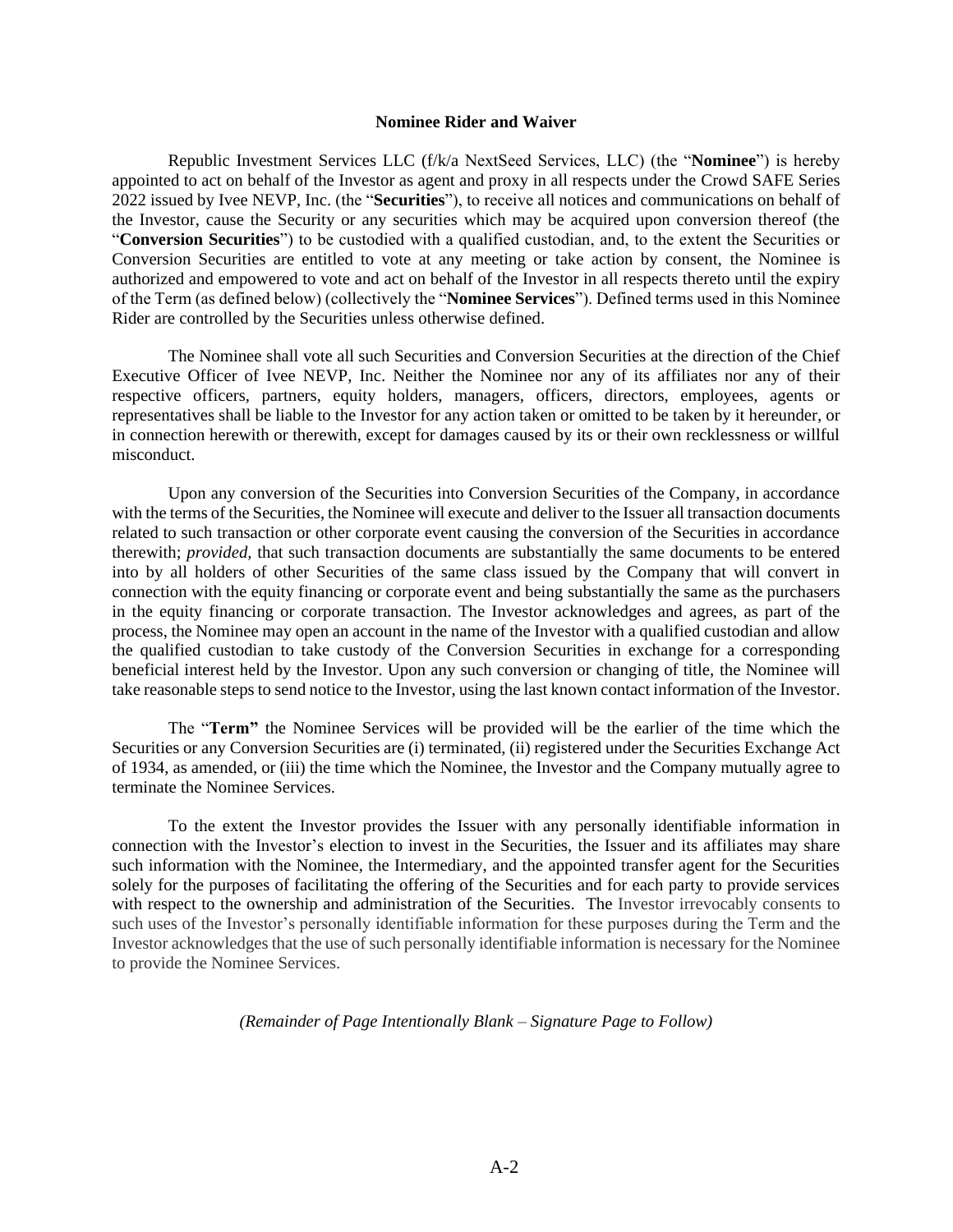**Nominee Rider and Waiver**

Republic Investment Services LLC (f/k/a NextSeed Services, LLC) (the "**Nominee**") is hereby appointed to act on behalf of the Investor as agent and proxy in all respects under the Crowd SAFE Series 2022 issued by Ivee NEVP, Inc. (the "**Securities**"), to receive all notices and communications on behalf of the Investor, cause the Security or any securities which may be acquired upon conversion thereof (the "**Conversion Securities**") to be custodied with a qualified custodian, and, to the extent the Securities or Conversion Securities are entitled to vote at any meeting or take action by consent, the Nominee is authorized and empowered to vote and act on behalf of the Investor in all respects thereto until the expiry of the Term (as defined below) (collectively the "**Nominee Services**"). Defined terms used in this Nominee Rider are controlled by the Securities unless otherwise defined.

The Nominee shall vote all such Securities and Conversion Securities at the direction of the Chief Executive Officer of Ivee NEVP, Inc. Neither the Nominee nor any of its affiliates nor any of their respective officers, partners, equity holders, managers, officers, directors, employees, agents or representatives shall be liable to the Investor for any action taken or omitted to be taken by it hereunder, or in connection herewith or therewith, except for damages caused by its or their own recklessness or willful misconduct.

Upon any conversion of the Securities into Conversion Securities of the Company, in accordance with the terms of the Securities, the Nominee will execute and deliver to the Issuer all transaction documents related to such transaction or other corporate event causing the conversion of the Securities in accordance therewith; *provided*, that such transaction documents are substantially the same documents to be entered into by all holders of other Securities of the same class issued by the Company that will convert in connection with the equity financing or corporate event and being substantially the same as the purchasers in the equity financing or corporate transaction. The Investor acknowledges and agrees, as part of the process, the Nominee may open an account in the name of the Investor with a qualified custodian and allow the qualified custodian to take custody of the Conversion Securities in exchange for a corresponding beneficial interest held by the Investor. Upon any such conversion or changing of title, the Nominee will take reasonable steps to send notice to the Investor, using the last known contact information of the Investor.

The "**Term"** the Nominee Services will be provided will be the earlier of the time which the Securities or any Conversion Securities are (i) terminated, (ii) registered under the Securities Exchange Act of 1934, as amended, or (iii) the time which the Nominee, the Investor and the Company mutually agree to terminate the Nominee Services.

To the extent the Investor provides the Issuer with any personally identifiable information in connection with the Investor's election to invest in the Securities, the Issuer and its affiliates may share such information with the Nominee, the Intermediary, and the appointed transfer agent for the Securities solely for the purposes of facilitating the offering of the Securities and for each party to provide services with respect to the ownership and administration of the Securities. The Investor irrevocably consents to such uses of the Investor's personally identifiable information for these purposes during the Term and the Investor acknowledges that the use of such personally identifiable information is necessary for the Nominee to provide the Nominee Services.

*(Remainder of Page Intentionally Blank – Signature Page to Follow)*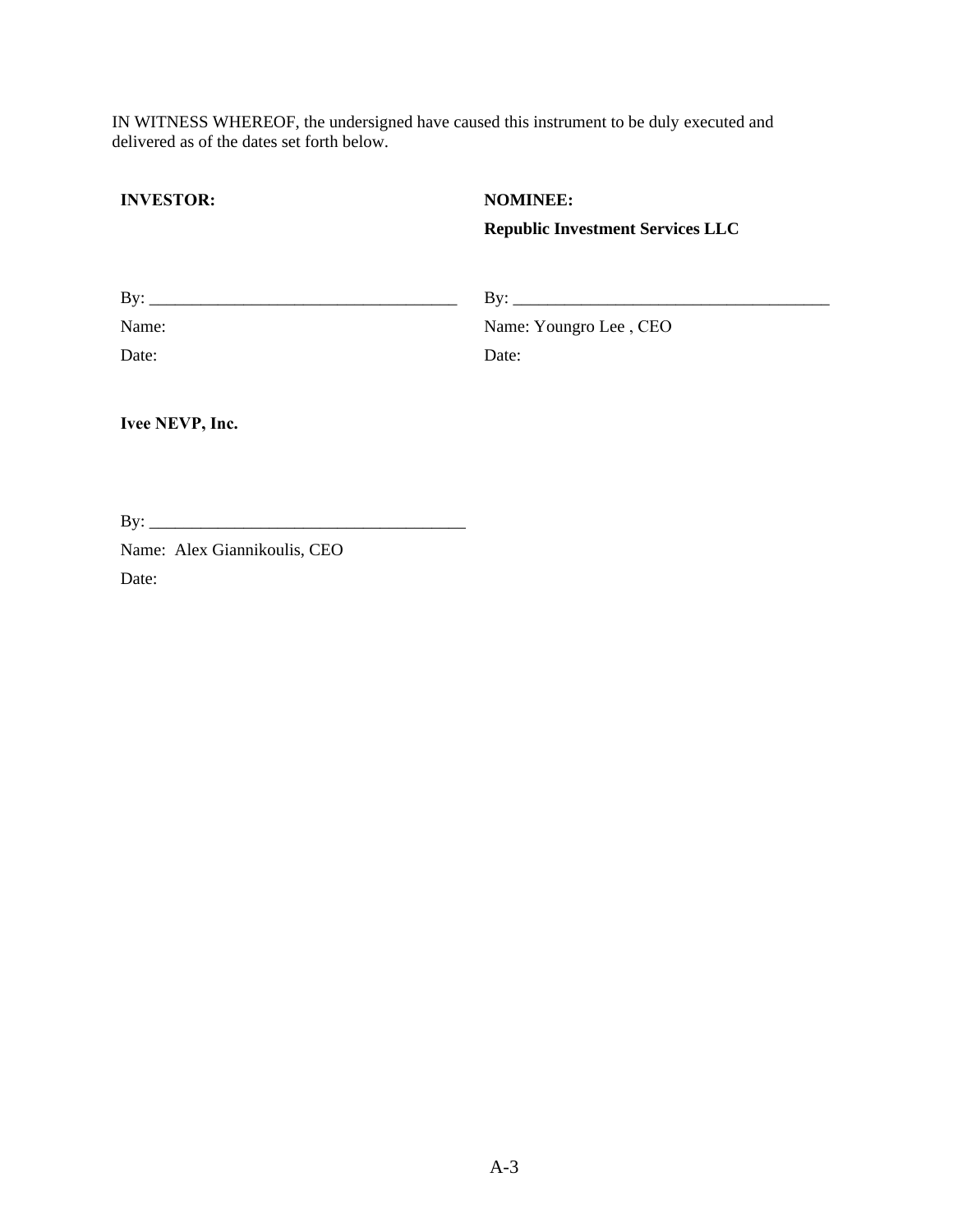IN WITNESS WHEREOF, the undersigned have caused this instrument to be duly executed and delivered as of the dates set forth below.

| | |
|---|---|
| **INVESTOR:** | **NOMINEE:** |
| | **Republic Investment Services LLC** |
| By: _____________________________________ | By: ______________________________________ |
| Name: | Name: Youngro Lee , CEO |
| Date: | Date: |

**Ivee NEVP, Inc.**

By: ______________________________________

Name: Alex Giannikoulis, CEO

Date: